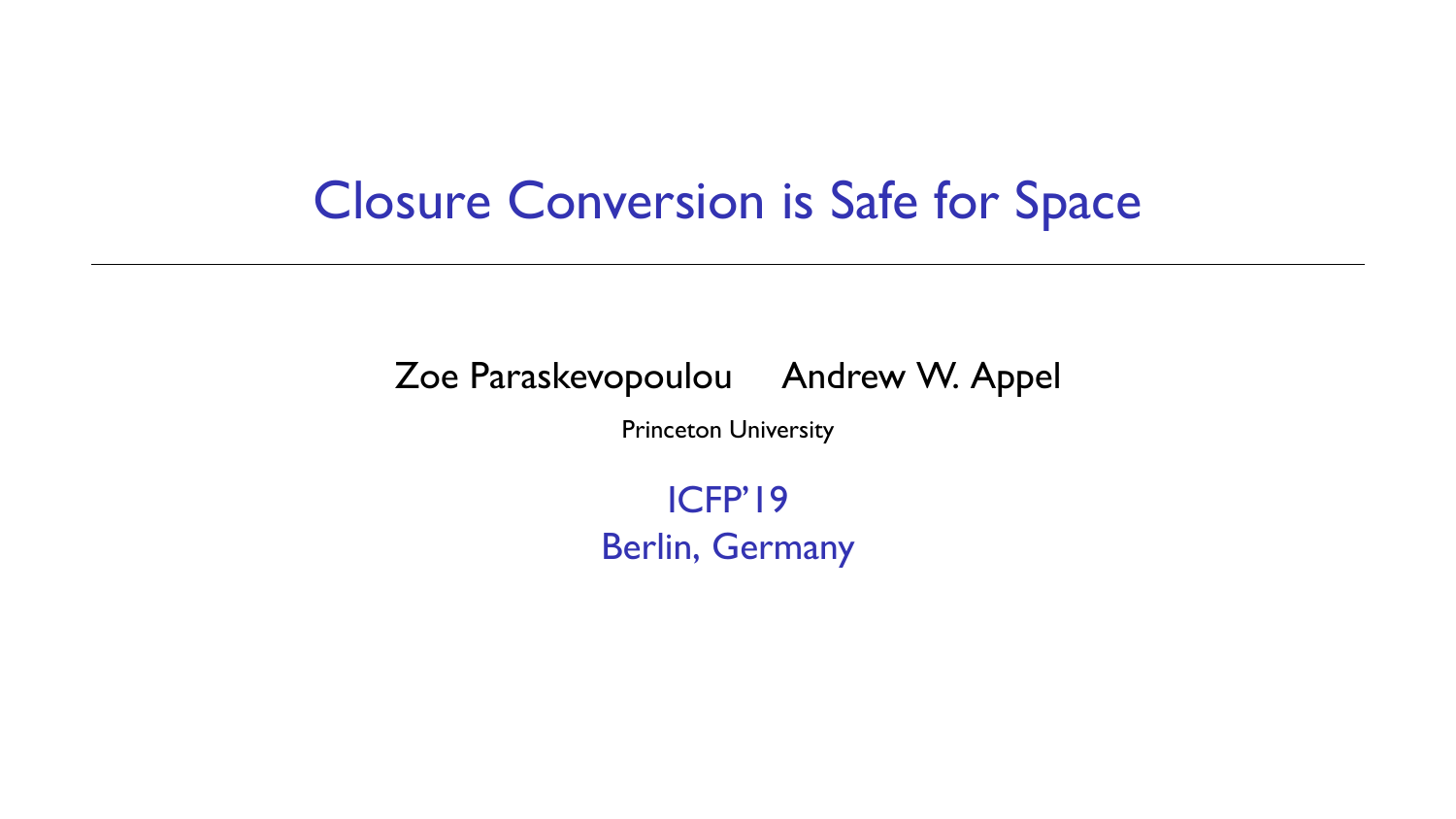# Closure Conversion is Safe for Space

Zoe Paraskevopoulou    Andrew W. Appel

Princeton University

ICFP'19
Berlin, Germany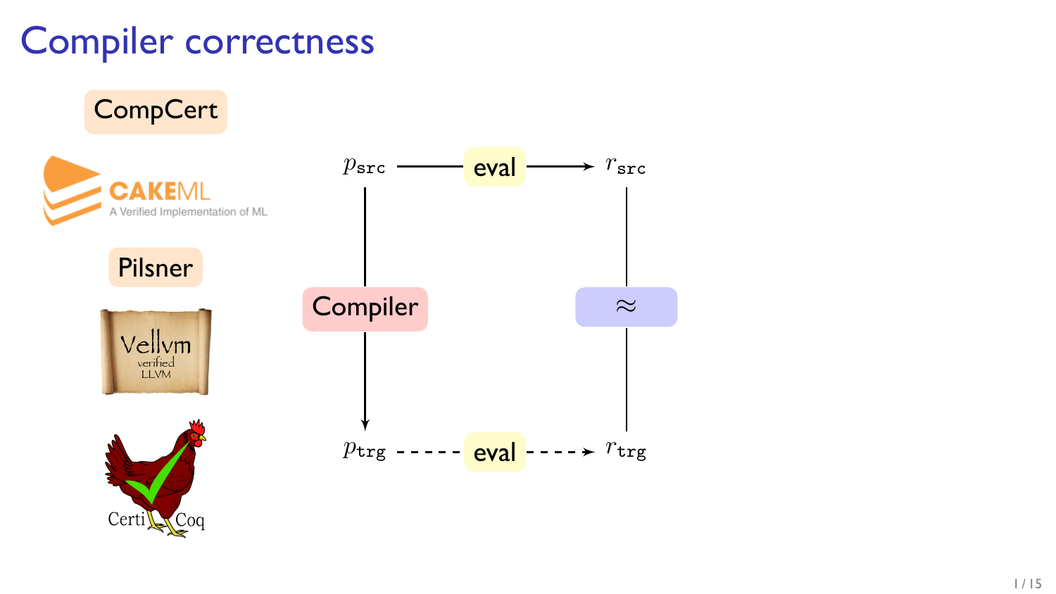# Compiler correctness

CompCert

CAKEML — A Verified Implementation of ML

Pilsner

Vellvm — verified LLVM

CertiCoq

$$
\begin{array}{ccc}
p_{\texttt{src}} & \xrightarrow{\text{eval}} & r_{\texttt{src}} \\
\downarrow \text{Compiler} & & \approx \\
p_{\texttt{trg}} & \dashrightarrow{\text{eval}} & r_{\texttt{trg}}
\end{array}
$$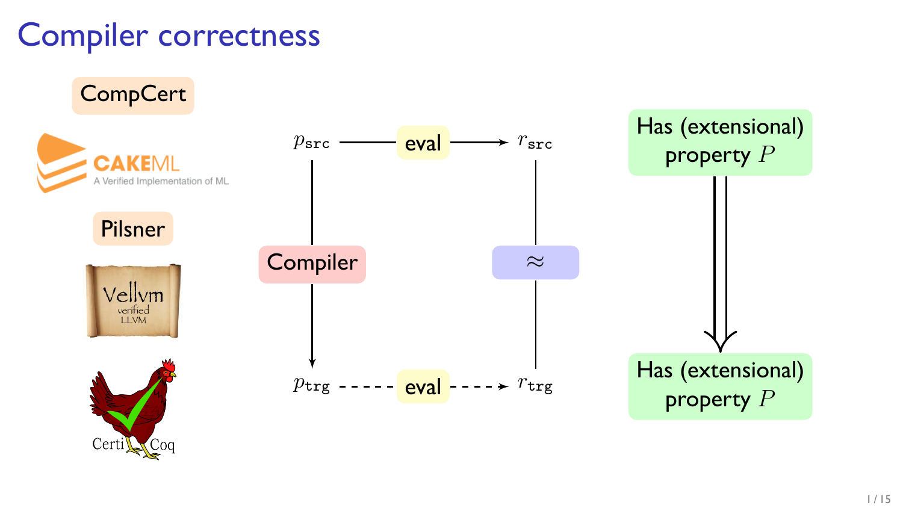# Compiler correctness

CompCert

CAKEML
A Verified Implementation of ML

Pilsner

Vellvm
verified
LLVM

CertiCoq

$p_{\texttt{src}}$ — eval → $r_{\texttt{src}}$

Compiler ↓ $\approx$

$p_{\texttt{trg}}$ - - - eval - - → $r_{\texttt{trg}}$

Has (extensional) property $P$

$\Downarrow$

Has (extensional) property $P$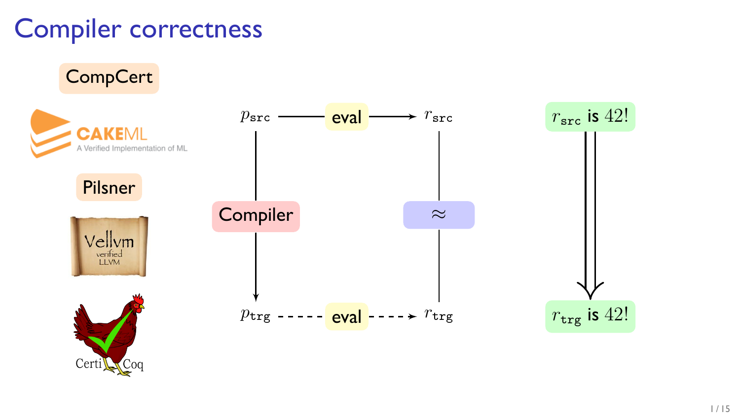# Compiler correctness

CompCert

CAKEML — A Verified Implementation of ML

Pilsner

Vellvm — verified LLVM

CertiCoq

$p_{\texttt{src}}$ — eval → $r_{\texttt{src}}$

Compiler | $\approx$

$p_{\texttt{trg}}$ - - - eval - - → $r_{\texttt{trg}}$

$r_{\texttt{src}}$ is $42!$

$\Downarrow$

$r_{\texttt{trg}}$ is $42!$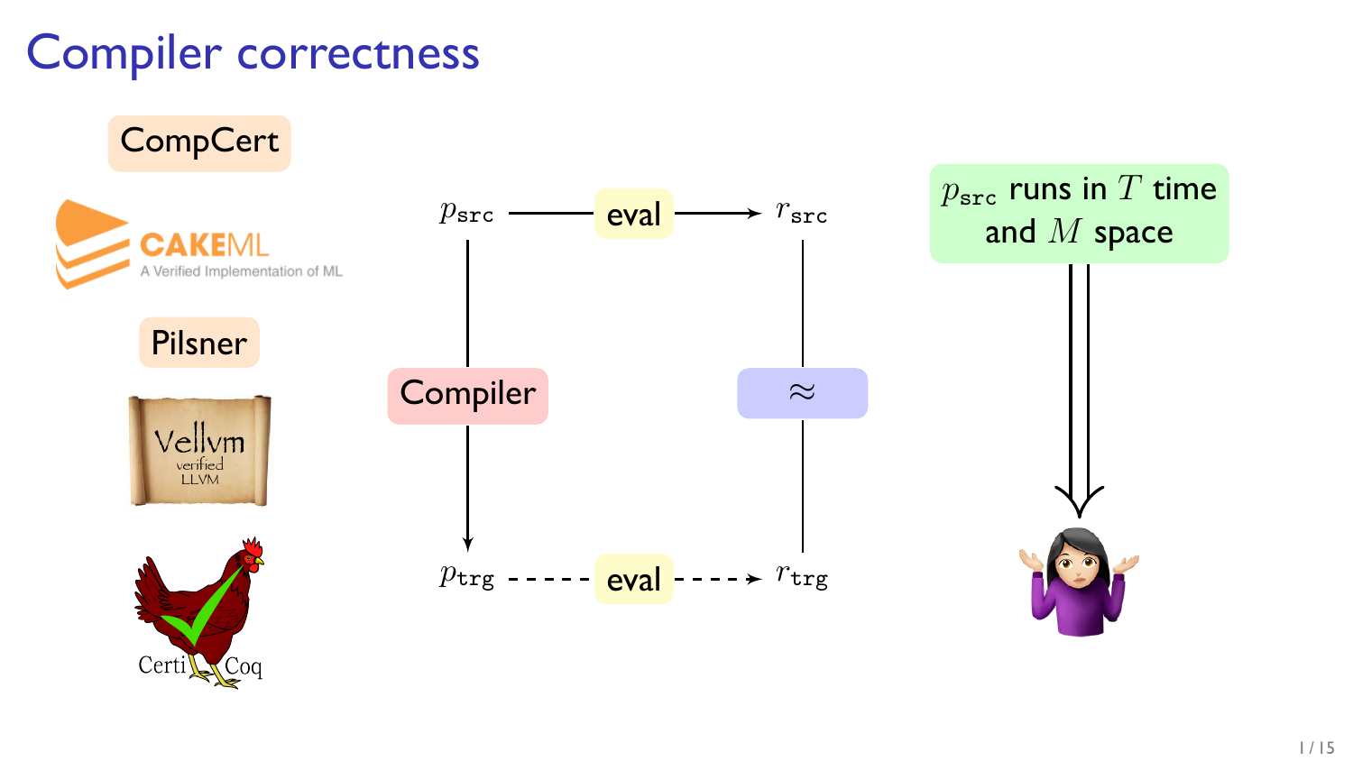# Compiler correctness

CompCert

CAKEML — A Verified Implementation of ML

Pilsner

Vellvm — verified LLVM

CertiCoq

$p_{\texttt{src}}$ —— eval ——→ $r_{\texttt{src}}$

Compiler

$\approx$

$p_{\texttt{trg}}$ - - - - eval - - - -→ $r_{\texttt{trg}}$

$p_{\texttt{src}}$ runs in $T$ time and $M$ space

⇓

🤷‍♀️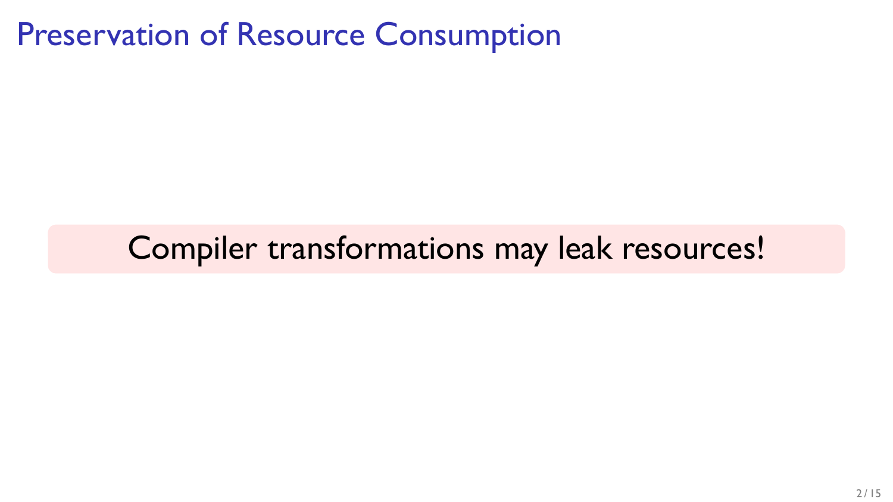# Preservation of Resource Consumption

Compiler transformations may leak resources!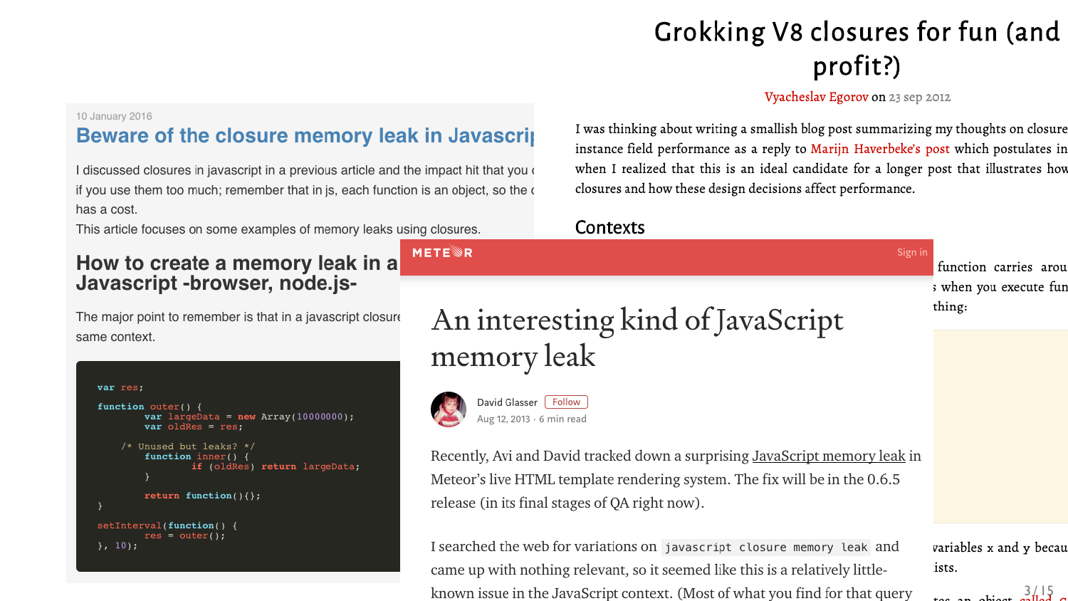# Grokking V8 closures for fun (and profit?)

Vyacheslav Egorov on 23 sep 2012

I was thinking about writing a smallish blog post summarizing my thoughts on closure instance field performance as a reply to Marijn Haverbeke's post which postulates in when I realized that this is an ideal candidate for a longer post that illustrates how closures and how these design decisions affect performance.

## Contexts

function carries arou when you execute fun thing:

variables x and y becau ists.

10 January 2016

## Beware of the closure memory leak in Javascri

I discussed closures in javascript in a previous article and the impact hit that you if you use them too much; remember that in js, each function is an object, so the has a cost.

This article focuses on some examples of memory leaks using closures.

## How to create a memory leak in a Javascript -browser, node.js-

The major point to remember is that in a javascript closure same context.

```
var res;

function outer() {
        var largeData = new Array(10000000);
        var oldRes = res;

    /* Unused but leaks? */
        function inner() {
                if (oldRes) return largeData;
        }

        return function(){};
}

setInterval(function() {
        res = outer();
}, 10);
```

METEOR Sign in

# An interesting kind of JavaScript memory leak

David Glasser Follow

Aug 12, 2013 · 6 min read

Recently, Avi and David tracked down a surprising JavaScript memory leak in Meteor's live HTML template rendering system. The fix will be in the 0.6.5 release (in its final stages of QA right now).

I searched the web for variations on `javascript closure memory leak` and came up with nothing relevant, so it seemed like this is a relatively little-known issue in the JavaScript context. (Most of what you find for that query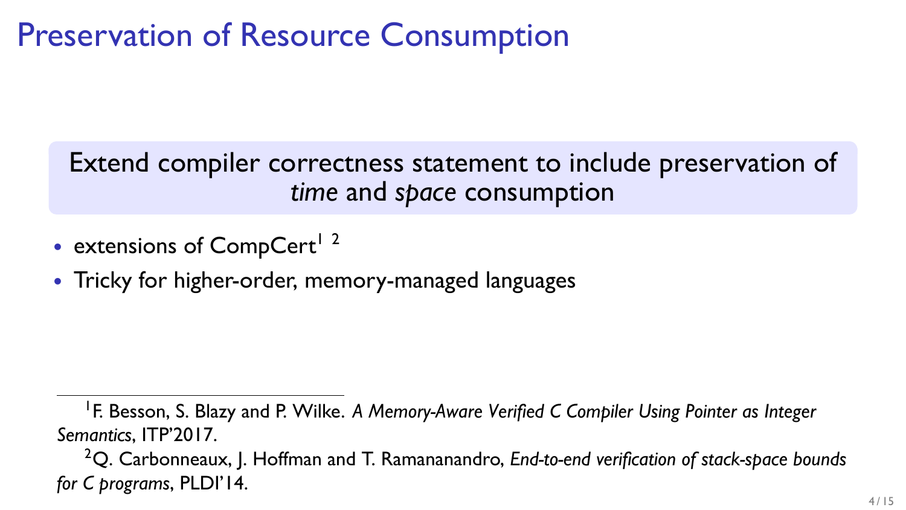# Preservation of Resource Consumption

Extend compiler correctness statement to include preservation of *time* and *space* consumption

- extensions of CompCert[1] [2]
- Tricky for higher-order, memory-managed languages

---

[1] F. Besson, S. Blazy and P. Wilke. *A Memory-Aware Verified C Compiler Using Pointer as Integer Semantics*, ITP'2017.

[2] Q. Carbonneaux, J. Hoffman and T. Ramananandro, *End-to-end verification of stack-space bounds for C programs*, PLDI'14.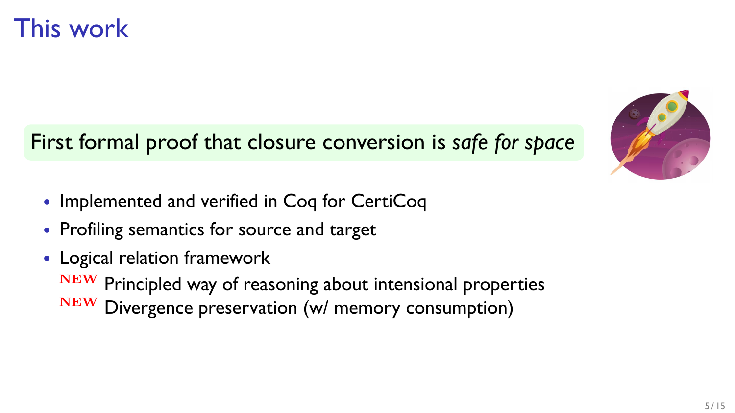# This work

First formal proof that closure conversion is *safe for space*

- Implemented and verified in Coq for CertiCoq
- Profiling semantics for source and target
- Logical relation framework
  - NEW Principled way of reasoning about intensional properties
  - NEW Divergence preservation (w/ memory consumption)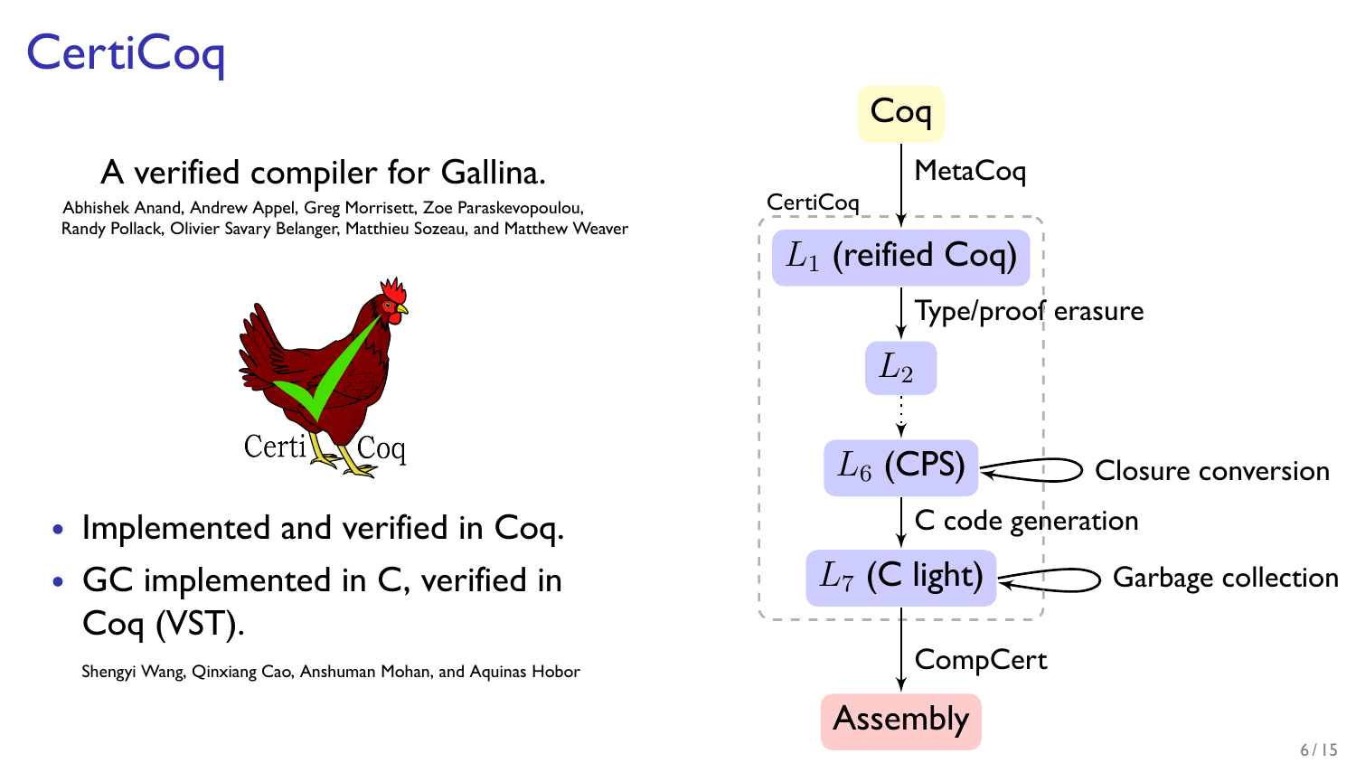# CertiCoq

A verified compiler for Gallina.

Abhishek Anand, Andrew Appel, Greg Morrisett, Zoe Paraskevopoulou, Randy Pollack, Olivier Savary Belanger, Matthieu Sozeau, and Matthew Weaver

- Implemented and verified in Coq.
- GC implemented in C, verified in Coq (VST).

Shengyi Wang, Qinxiang Cao, Anshuman Mohan, and Aquinas Hobor

Coq

MetaCoq

CertiCoq

$L_1$ (reified Coq)

Type/proof erasure

$L_2$

$L_6$ (CPS) — Closure conversion

C code generation

$L_7$ (C light) — Garbage collection

CompCert

Assembly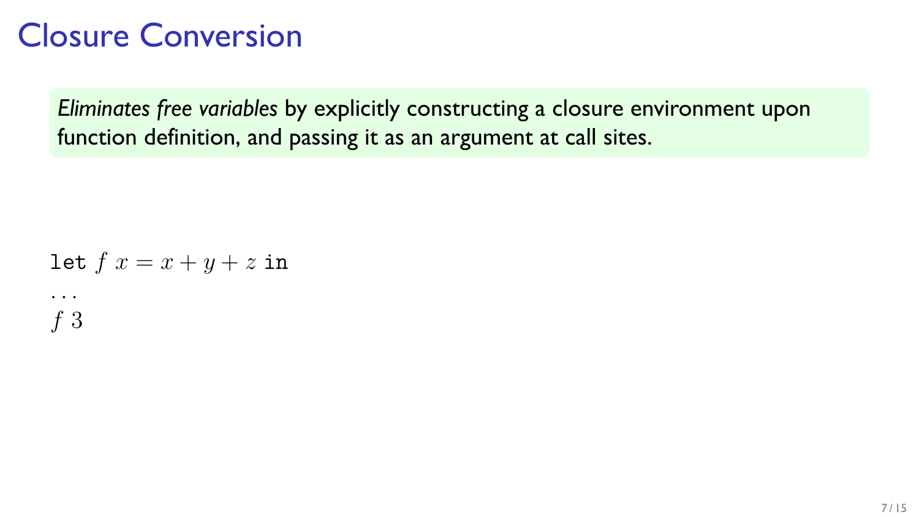# Closure Conversion

*Eliminates free variables* by explicitly constructing a closure environment upon function definition, and passing it as an argument at call sites.

let $f\ x = x + y + z$ in
$\ldots$
$f\ 3$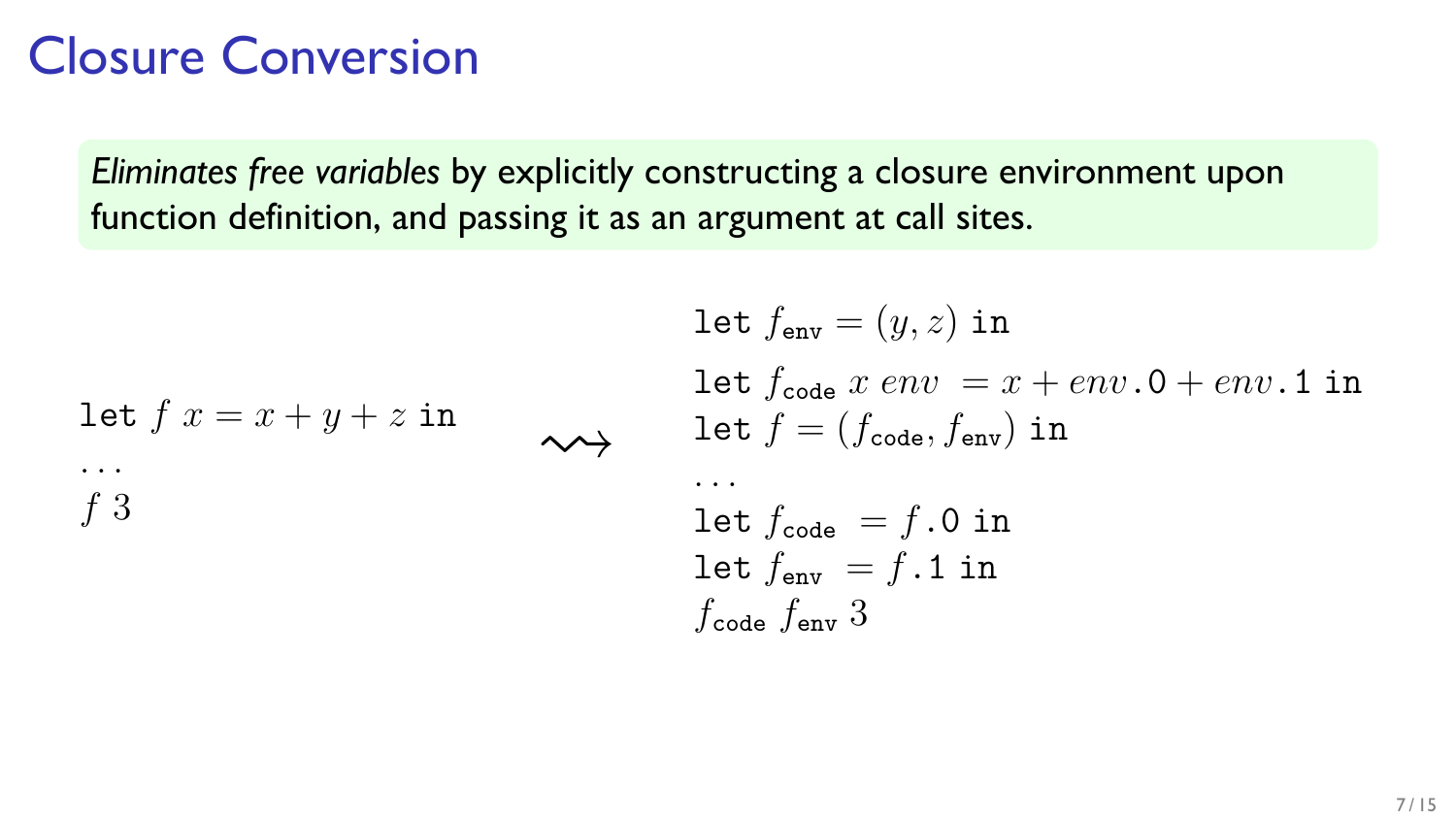# Closure Conversion

*Eliminates free variables* by explicitly constructing a closure environment upon function definition, and passing it as an argument at call sites.

$$
\begin{array}{l}
\texttt{let}\ f\ x = x + y + z\ \texttt{in} \\
\ldots \\
f\ 3
\end{array}
\quad \leadsto \quad
\begin{array}{l}
\texttt{let}\ f_{\texttt{env}} = (y, z)\ \texttt{in} \\
\texttt{let}\ f_{\texttt{code}}\ x\ env\ = x + env\texttt{.0} + env\texttt{.1}\ \texttt{in} \\
\texttt{let}\ f = (f_{\texttt{code}}, f_{\texttt{env}})\ \texttt{in} \\
\ldots \\
\texttt{let}\ f_{\texttt{code}}\ = f\texttt{.0}\ \texttt{in} \\
\texttt{let}\ f_{\texttt{env}}\ = f\texttt{.1}\ \texttt{in} \\
f_{\texttt{code}}\ f_{\texttt{env}}\ 3
\end{array}
$$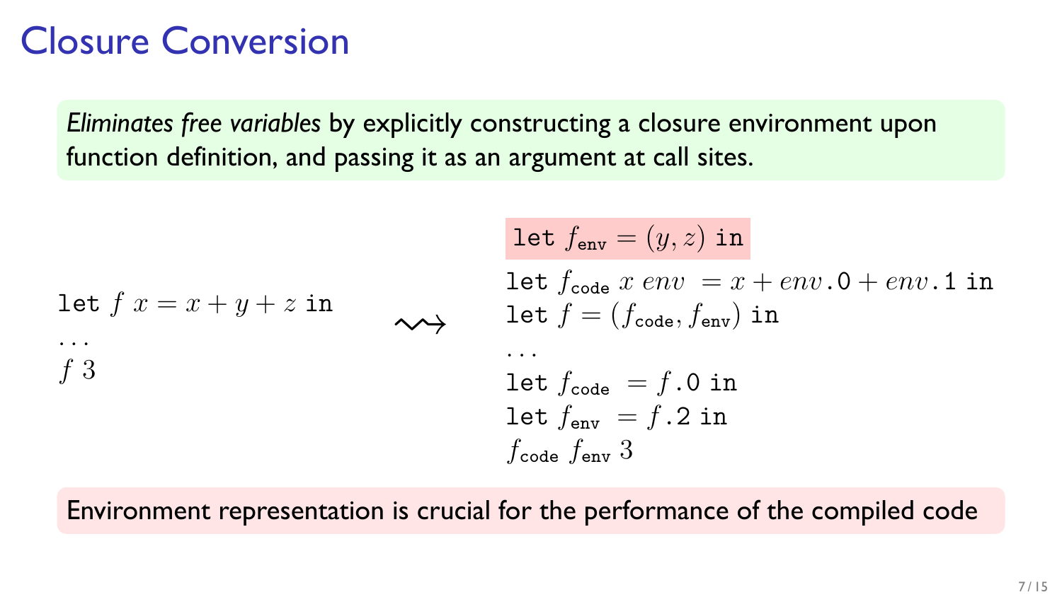# Closure Conversion

*Eliminates free variables* by explicitly constructing a closure environment upon function definition, and passing it as an argument at call sites.

```
let f x = x + y + z in
...
f 3
```

$\rightsquigarrow$

```
let f_env = (y, z) in
let f_code x env = x + env.0 + env.1 in
let f = (f_code, f_env) in
...
let f_code = f.0 in
let f_env = f.2 in
f_code f_env 3
```

Environment representation is crucial for the performance of the compiled code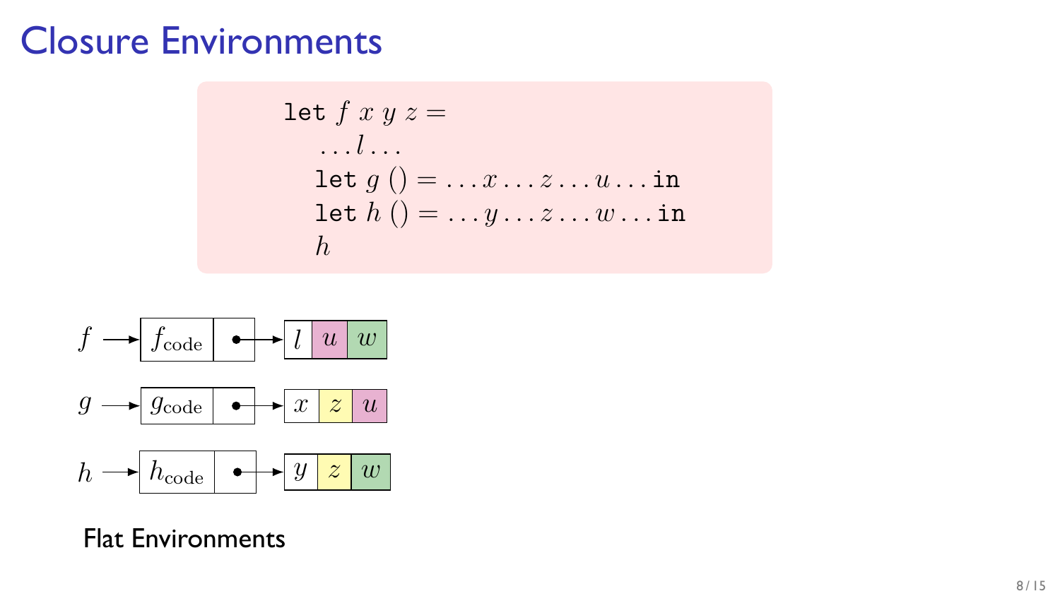# Closure Environments

```
let f x y z =
    ... l ...
    let g () = ... x ... z ... u ... in
    let h () = ... y ... z ... w ... in
    h
```

$f \rightarrow$ | $f_{\text{code}}$ | $\bullet$ | $\rightarrow$ | $l$ | $u$ | $w$ |

$g \rightarrow$ | $g_{\text{code}}$ | $\bullet$ | $\rightarrow$ | $x$ | $z$ | $u$ |

$h \rightarrow$ | $h_{\text{code}}$ | $\bullet$ | $\rightarrow$ | $y$ | $z$ | $w$ |

Flat Environments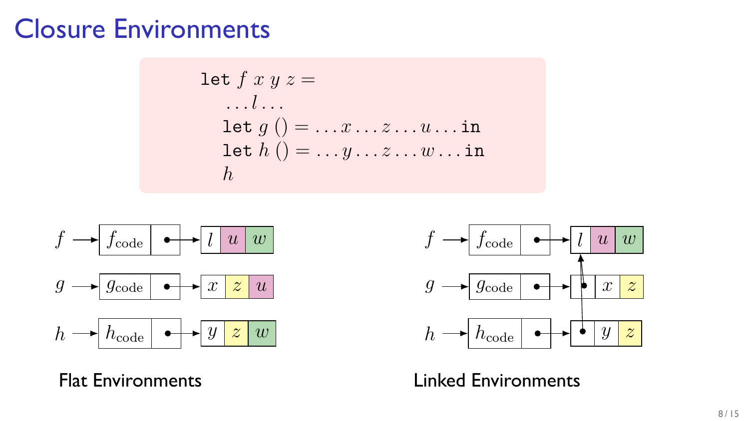# Closure Environments

```
let f x y z =
  ...l...
  let g () = ...x...z...u... in
  let h () = ...y...z...w... in
  h
```

**Flat Environments**

- $f \rightarrow$ [ $f_{\text{code}}$ | • ] $\rightarrow$ [ $l$ | $u$ | $w$ ]
- $g \rightarrow$ [ $g_{\text{code}}$ | • ] $\rightarrow$ [ $x$ | $z$ | $u$ ]
- $h \rightarrow$ [ $h_{\text{code}}$ | • ] $\rightarrow$ [ $y$ | $z$ | $w$ ]

**Linked Environments**

- $f \rightarrow$ [ $f_{\text{code}}$ | • ] $\rightarrow$ [ $l$ | $u$ | $w$ ]
- $g \rightarrow$ [ $g_{\text{code}}$ | • ] $\rightarrow$ [ • | $x$ | $z$ ] (• points to $f$'s environment)
- $h \rightarrow$ [ $h_{\text{code}}$ | • ] $\rightarrow$ [ • | $y$ | $z$ ] (• points to $f$'s environment)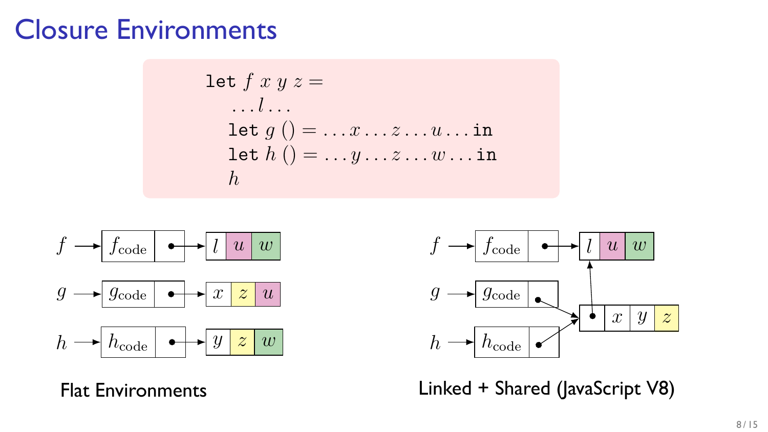# Closure Environments

```
let f x y z =
    ... l ...
    let g () = ... x ... z ... u ... in
    let h () = ... y ... z ... w ... in
    h
```

**Flat Environments**

- $f \rightarrow$ [ $f_{\text{code}}$ | • ] $\rightarrow$ [ $l$ | $u$ | $w$ ]
- $g \rightarrow$ [ $g_{\text{code}}$ | • ] $\rightarrow$ [ $x$ | $z$ | $u$ ]
- $h \rightarrow$ [ $h_{\text{code}}$ | • ] $\rightarrow$ [ $y$ | $z$ | $w$ ]

**Linked + Shared (JavaScript V8)**

- $f \rightarrow$ [ $f_{\text{code}}$ | • ] $\rightarrow$ [ $l$ | $u$ | $w$ ]
- $g \rightarrow$ [ $g_{\text{code}}$ | • ] $\rightarrow$ [ • | $x$ | $y$ | $z$ ] (• $\rightarrow$ [ $l$ | $u$ | $w$ ])
- $h \rightarrow$ [ $h_{\text{code}}$ | • ] $\rightarrow$ (same shared [ • | $x$ | $y$ | $z$ ])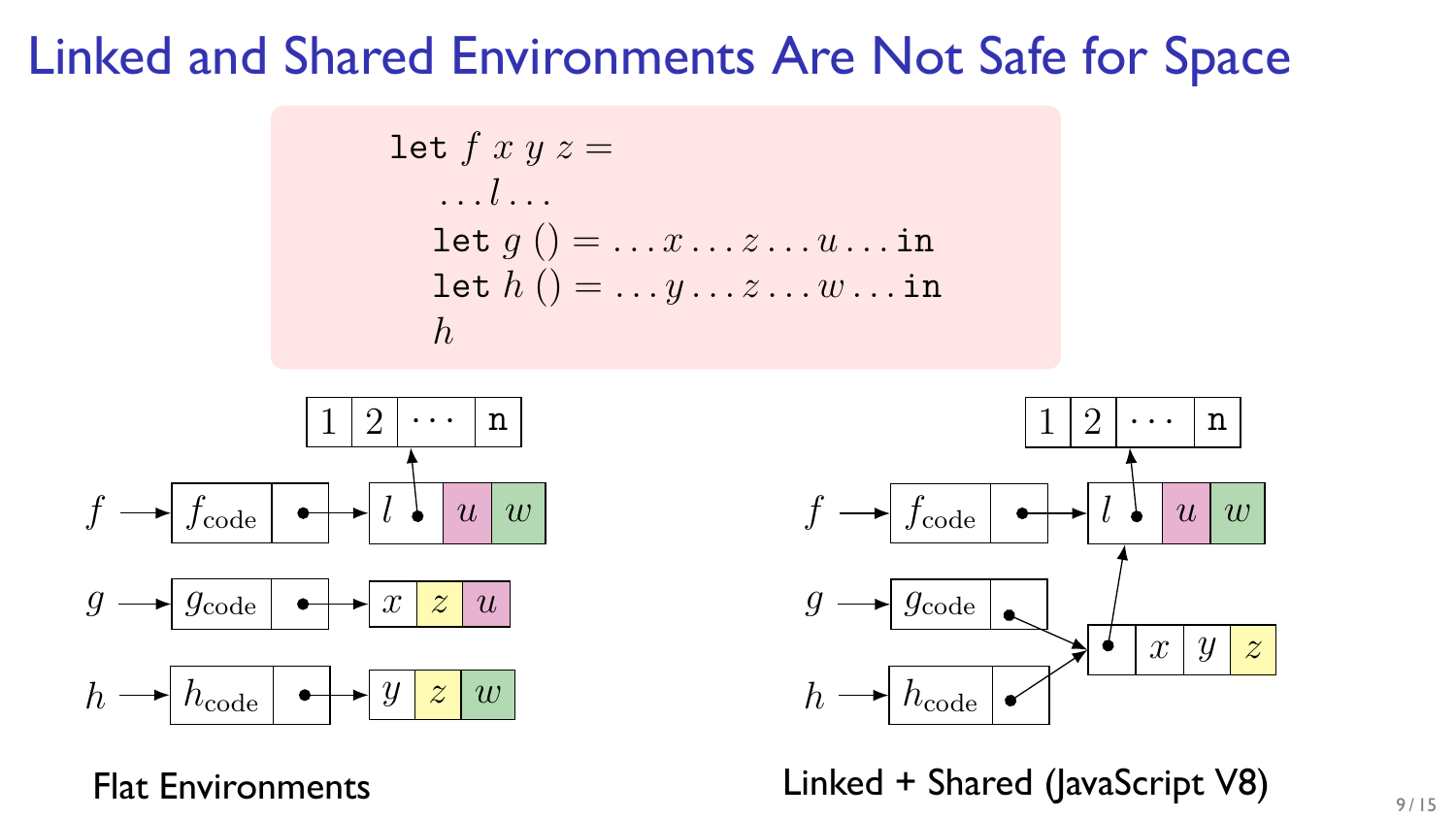# Linked and Shared Environments Are Not Safe for Space

```
let f x y z =
   ... l ...
   let g () = ... x ... z ... u ... in
   let h () = ... y ... z ... w ... in
   h
```

**Flat Environments**

- $f \to [f_{\text{code}} \mid \bullet] \to [l \bullet \mid u \mid w]$, where $l$ points to $[1 \mid 2 \mid \cdots \mid \mathtt{n}]$
- $g \to [g_{\text{code}} \mid \bullet] \to [x \mid z \mid u]$
- $h \to [h_{\text{code}} \mid \bullet] \to [y \mid z \mid w]$

**Linked + Shared (JavaScript V8)**

- $f \to [f_{\text{code}} \mid \bullet] \to [l \bullet \mid u \mid w]$, where $l$ points to $[1 \mid 2 \mid \cdots \mid \mathtt{n}]$
- $g \to [g_{\text{code}} \mid \bullet] \to [\bullet \mid x \mid y \mid z]$
- $h \to [h_{\text{code}} \mid \bullet] \to [\bullet \mid x \mid y \mid z]$ (shared with $g$), whose first slot points to $[l \mid u \mid w]$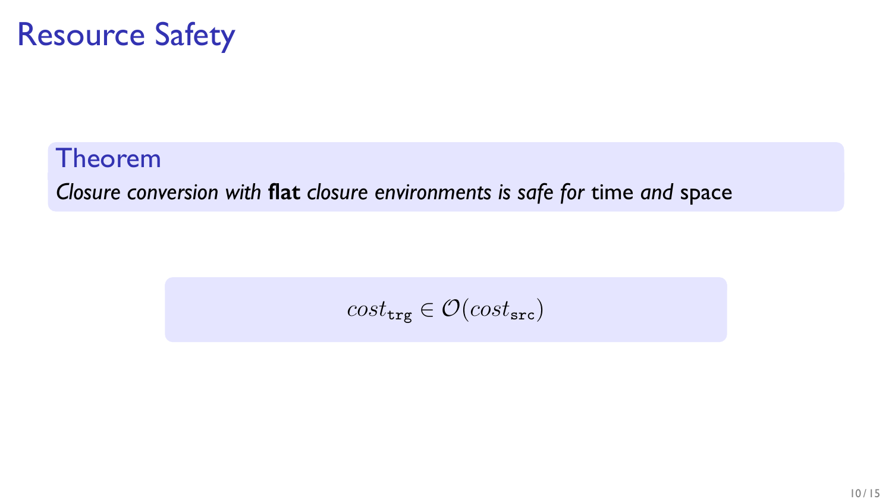# Resource Safety

**Theorem**

*Closure conversion with* **flat** *closure environments is safe for* time *and* space

$$cost_{\texttt{trg}} \in \mathcal{O}(cost_{\texttt{src}})$$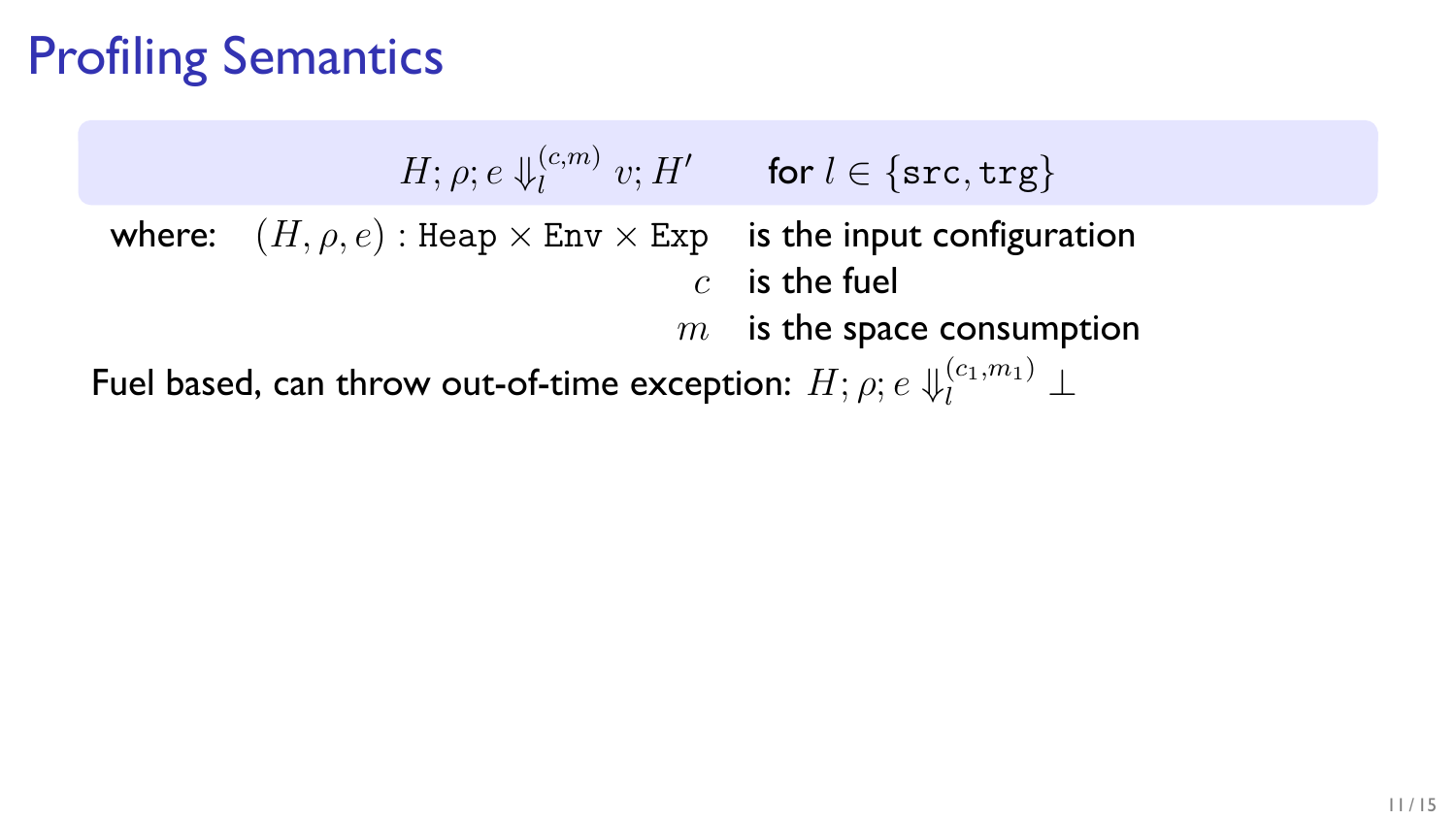# Profiling Semantics

$$H; \rho; e \Downarrow_l^{(c,m)} v; H' \qquad \text{for } l \in \{\texttt{src}, \texttt{trg}\}$$

where:

| | |
|---|---|
| $(H, \rho, e) : \texttt{Heap} \times \texttt{Env} \times \texttt{Exp}$ | is the input configuration |
| $c$ | is the fuel |
| $m$ | is the space consumption |

Fuel based, can throw out-of-time exception: $H; \rho; e \Downarrow_l^{(c_1,m_1)} \bot$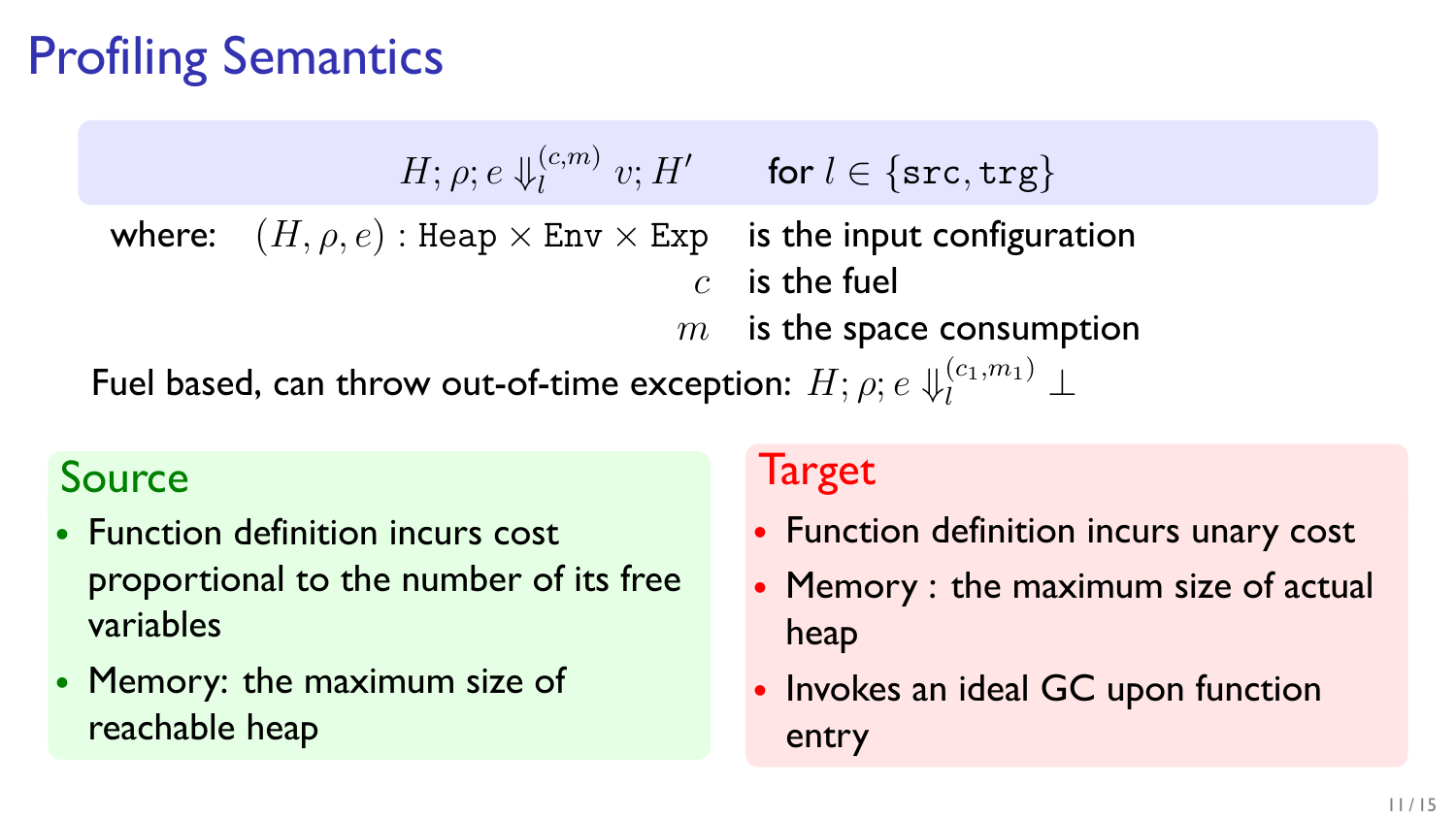# Profiling Semantics

$$H; \rho; e \Downarrow_l^{(c,m)} v; H' \qquad \text{for } l \in \{\texttt{src}, \texttt{trg}\}$$

where: $(H, \rho, e) : \texttt{Heap} \times \texttt{Env} \times \texttt{Exp}$ is the input configuration

$c$ is the fuel

$m$ is the space consumption

Fuel based, can throw out-of-time exception: $H; \rho; e \Downarrow_l^{(c_1,m_1)} \bot$

## Source

- Function definition incurs cost proportional to the number of its free variables
- Memory: the maximum size of reachable heap

## Target

- Function definition incurs unary cost
- Memory : the maximum size of actual heap
- Invokes an ideal GC upon function entry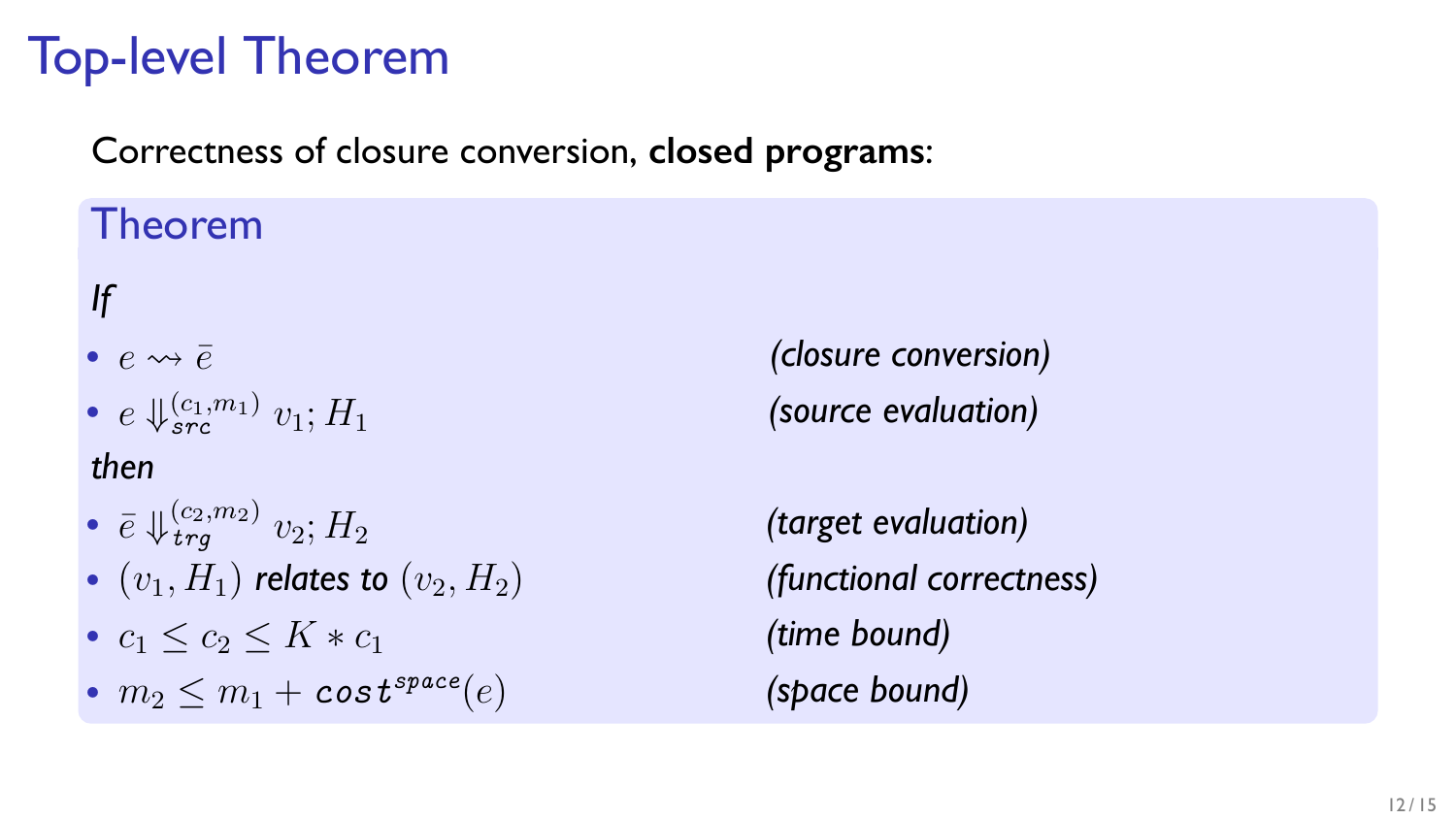# Top-level Theorem

Correctness of closure conversion, **closed programs**:

### Theorem

*If*

- $e \rightsquigarrow \bar{e}$ *(closure conversion)*
- $e \Downarrow_{src}^{(c_1, m_1)} v_1; H_1$ *(source evaluation)*

*then*

- $\bar{e} \Downarrow_{trg}^{(c_2, m_2)} v_2; H_2$ *(target evaluation)*
- $(v_1, H_1)$ ***relates to*** $(v_2, H_2)$ *(functional correctness)*
- $c_1 \leq c_2 \leq K * c_1$ *(time bound)*
- $m_2 \leq m_1 + \mathtt{cost}^{space}(e)$ *(space bound)*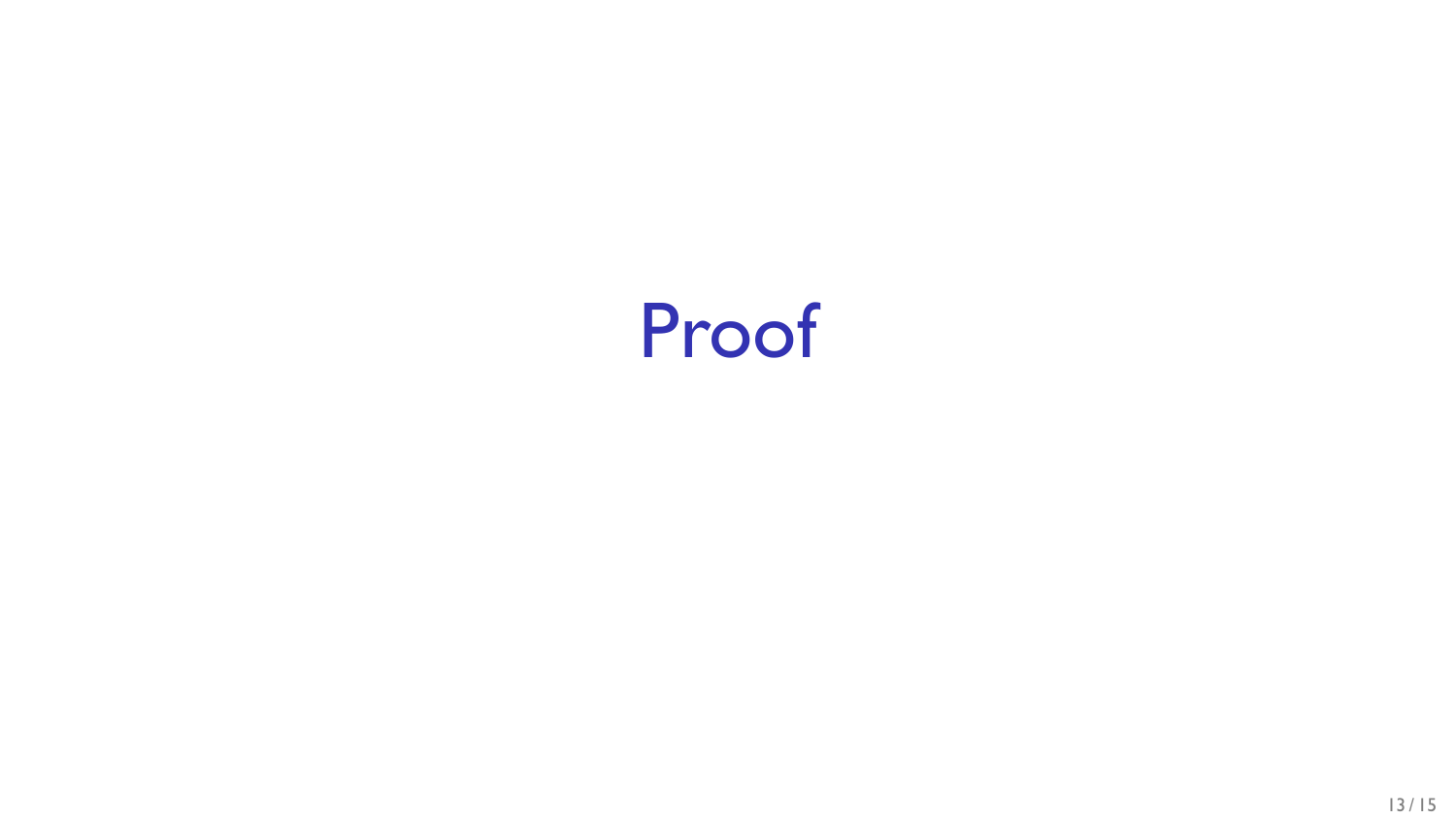# Proof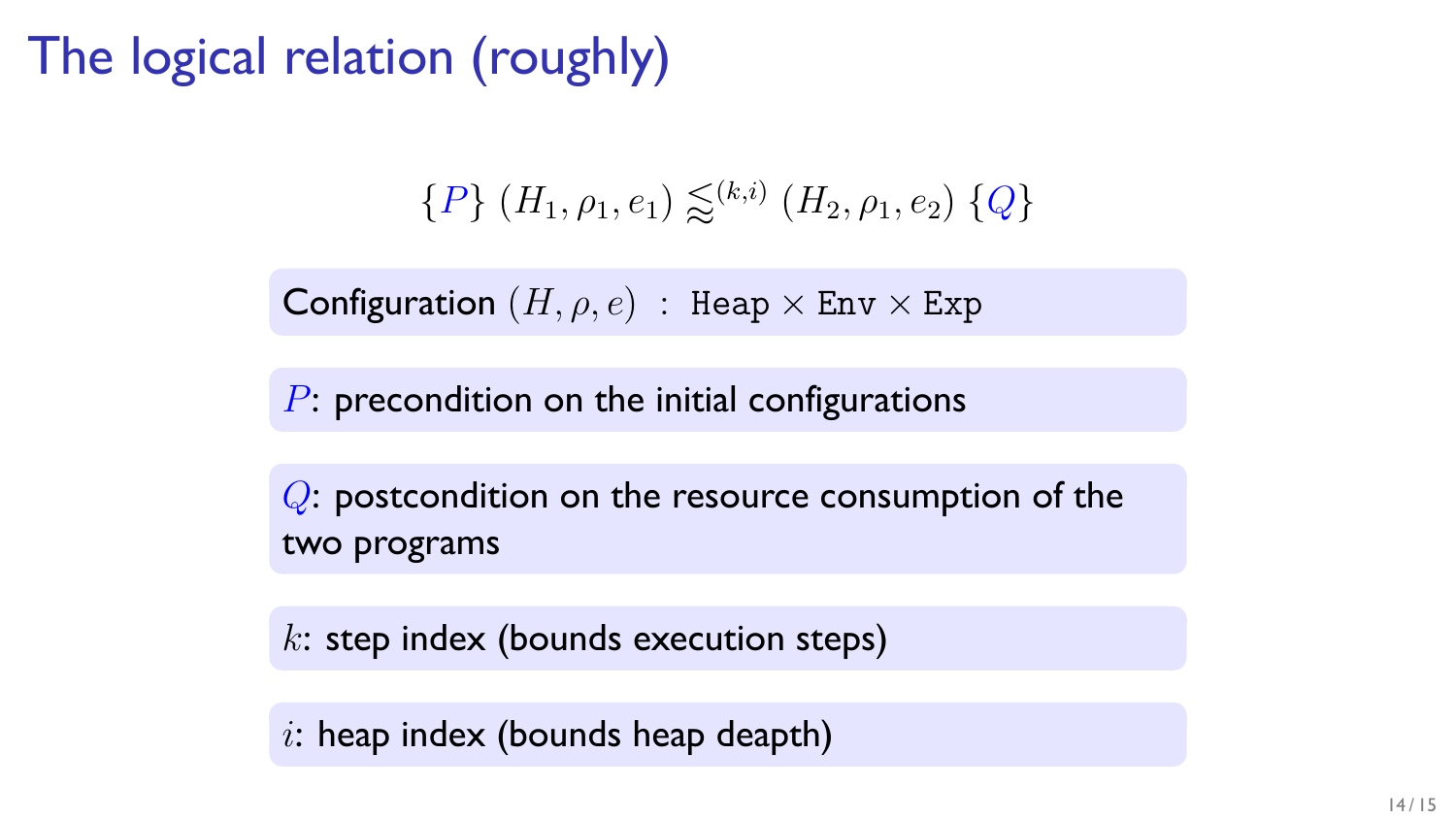# The logical relation (roughly)

$$\{P\}\ (H_1, \rho_1, e_1) \lessapprox^{(k,i)} (H_2, \rho_1, e_2)\ \{Q\}$$

Configuration $(H, \rho, e)$ : $\texttt{Heap} \times \texttt{Env} \times \texttt{Exp}$

$P$: precondition on the initial configurations

$Q$: postcondition on the resource consumption of the two programs

$k$: step index (bounds execution steps)

$i$: heap index (bounds heap deapth)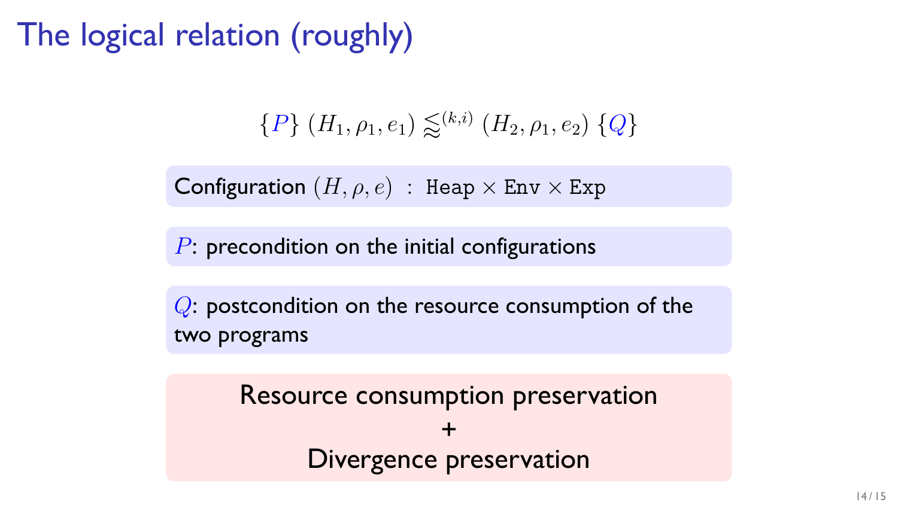# The logical relation (roughly)

$$\{P\}\ (H_1, \rho_1, e_1) \lesssim^{(k,i)} (H_2, \rho_1, e_2)\ \{Q\}$$

Configuration $(H, \rho, e)$ : $\texttt{Heap} \times \texttt{Env} \times \texttt{Exp}$

$P$: precondition on the initial configurations

$Q$: postcondition on the resource consumption of the two programs

Resource consumption preservation
+
Divergence preservation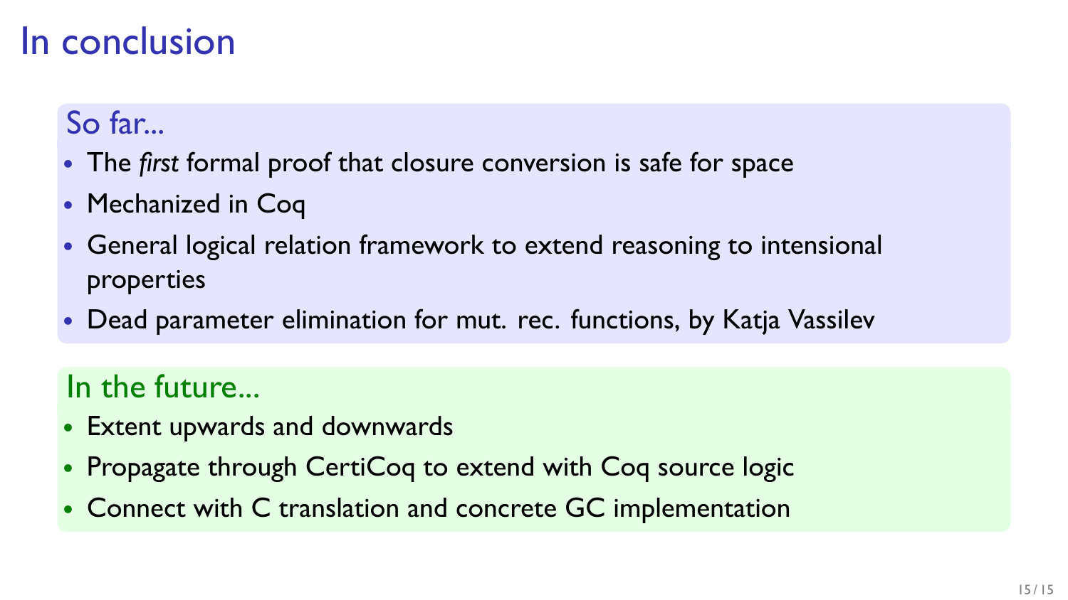# In conclusion

## So far...

- The *first* formal proof that closure conversion is safe for space
- Mechanized in Coq
- General logical relation framework to extend reasoning to intensional properties
- Dead parameter elimination for mut. rec. functions, by Katja Vassilev

## In the future...

- Extent upwards and downwards
- Propagate through CertiCoq to extend with Coq source logic
- Connect with C translation and concrete GC implementation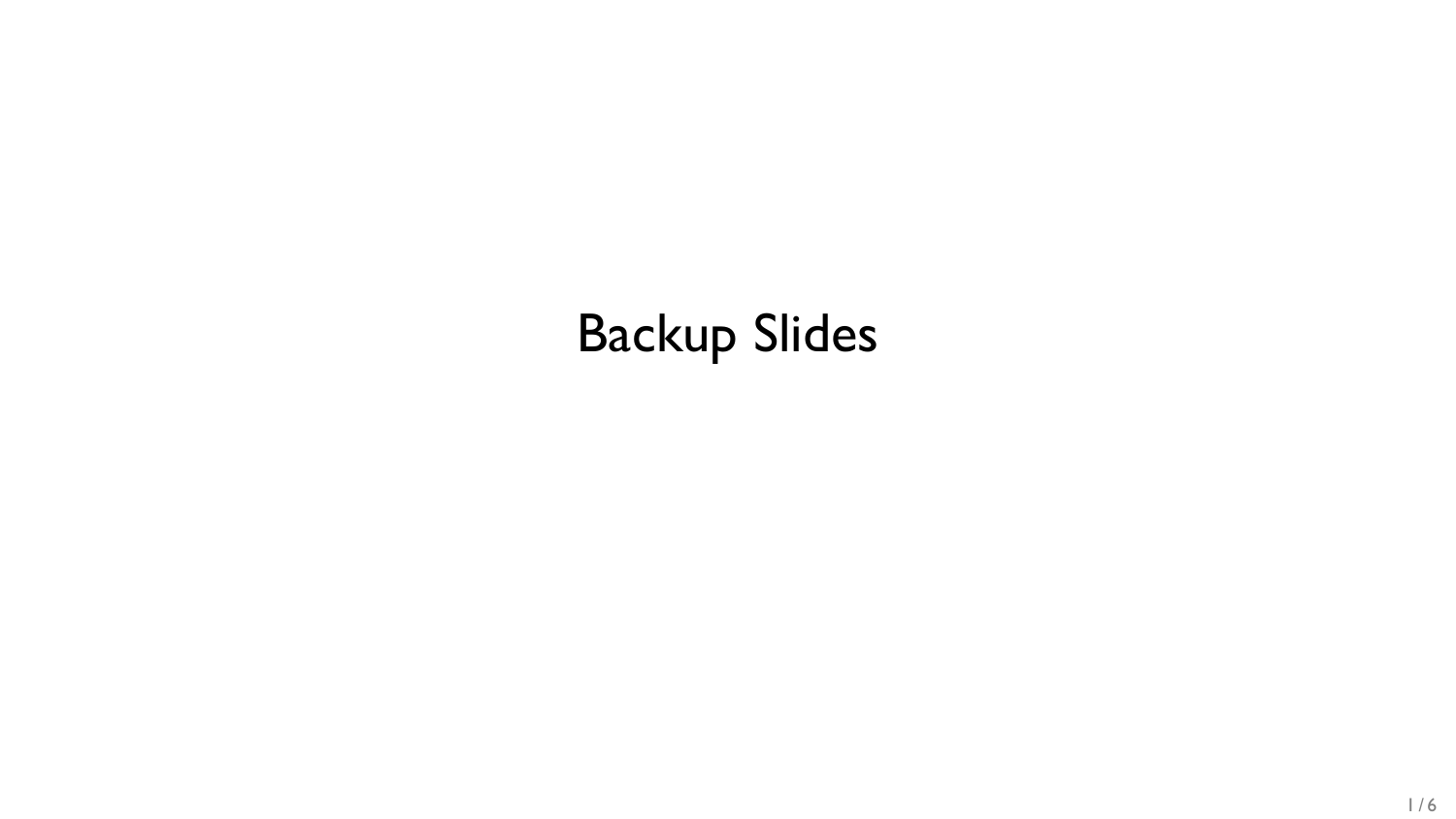# Backup Slides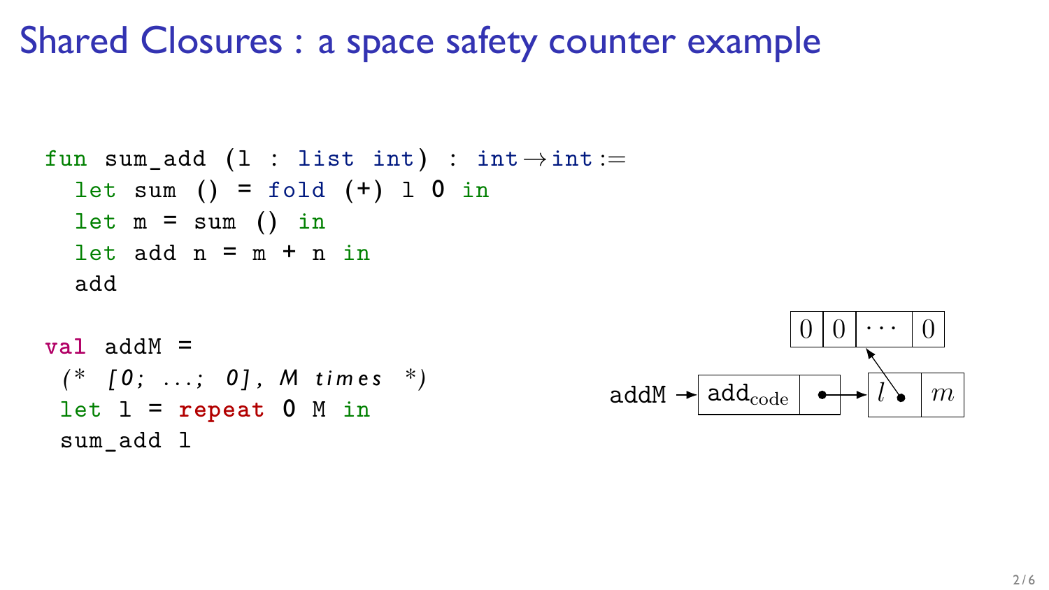# Shared Closures : a space safety counter example

```
fun sum_add (l : list int) : int → int :=
  let sum () = fold (+) l 0 in
  let m = sum () in
  let add n = m + n in
  add

val addM =
 (* [0; ...; 0], M times *)
 let l = repeat 0 M in
 sum_add l
```

addM → | $\text{add}_{\text{code}}$ | • | → | $l$ • | $m$ |

$l$ → | 0 | 0 | $\cdots$ | 0 |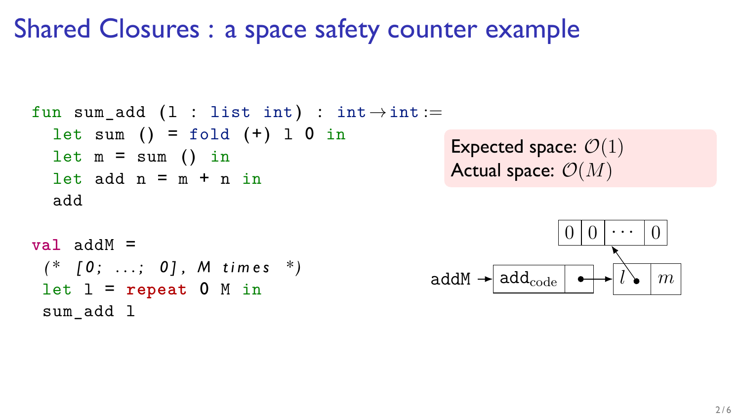# Shared Closures : a space safety counter example

```
fun sum_add (l : list int) : int→int :=
  let sum () = fold (+) l 0 in
  let m = sum () in
  let add n = m + n in
  add

val addM =
 (* [0; ...; 0], M times *)
 let l = repeat 0 M in
 sum_add l
```

Expected space: $\mathcal{O}(1)$
Actual space: $\mathcal{O}(M)$

addM → | $\text{add}_{\text{code}}$ | • | → | $l$ • | $m$ |

$l$ → | 0 | 0 | ⋯ | 0 |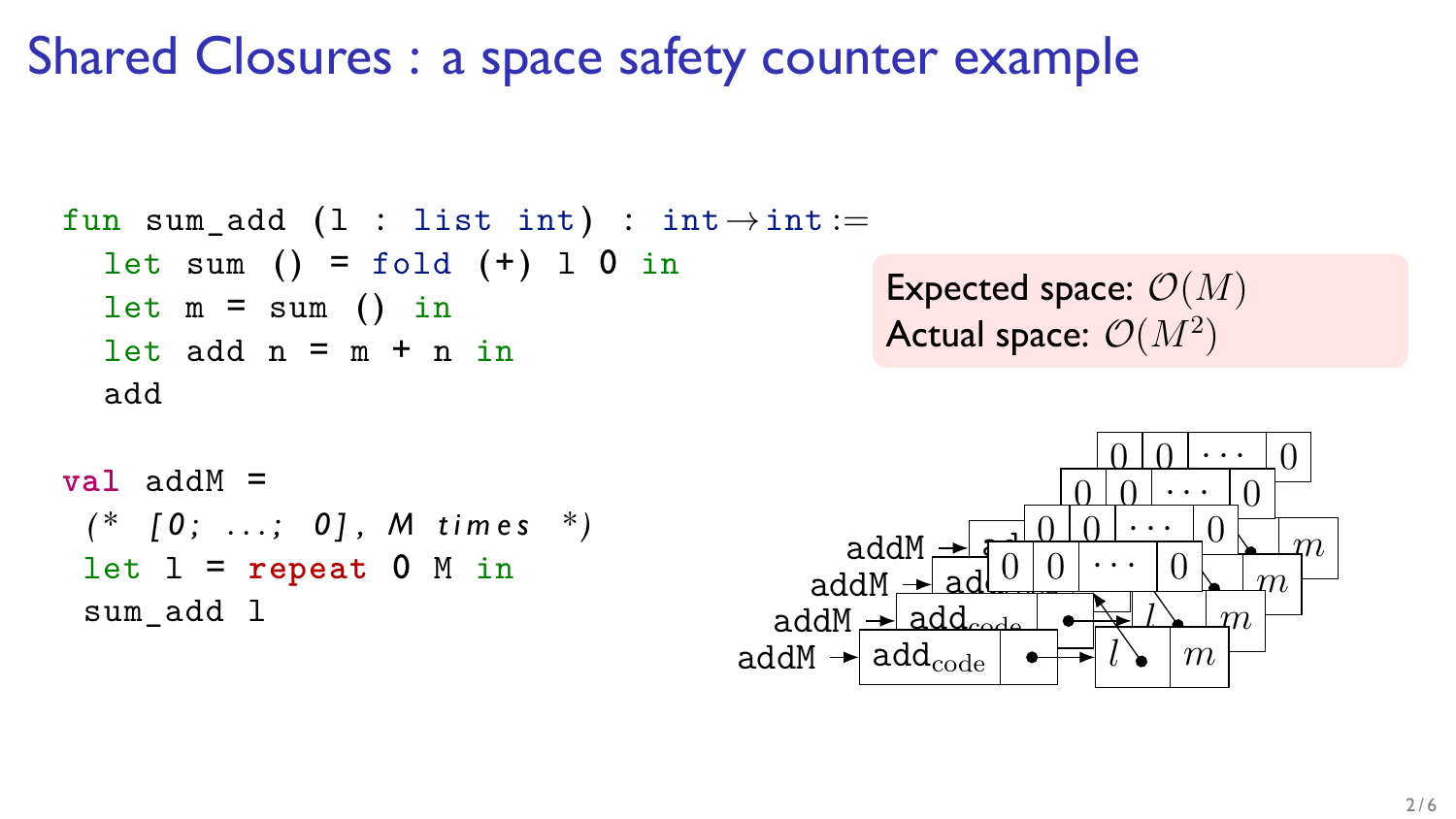# Shared Closures : a space safety counter example

```
fun sum_add (l : list int) : int→int :=
  let sum () = fold (+) l 0 in
  let m = sum () in
  let add n = m + n in
  add

val addM =
 (* [0; ...; 0], M times *)
 let l = repeat 0 M in
 sum_add l
```

Expected space: $\mathcal{O}(M)$
Actual space: $\mathcal{O}(M^2)$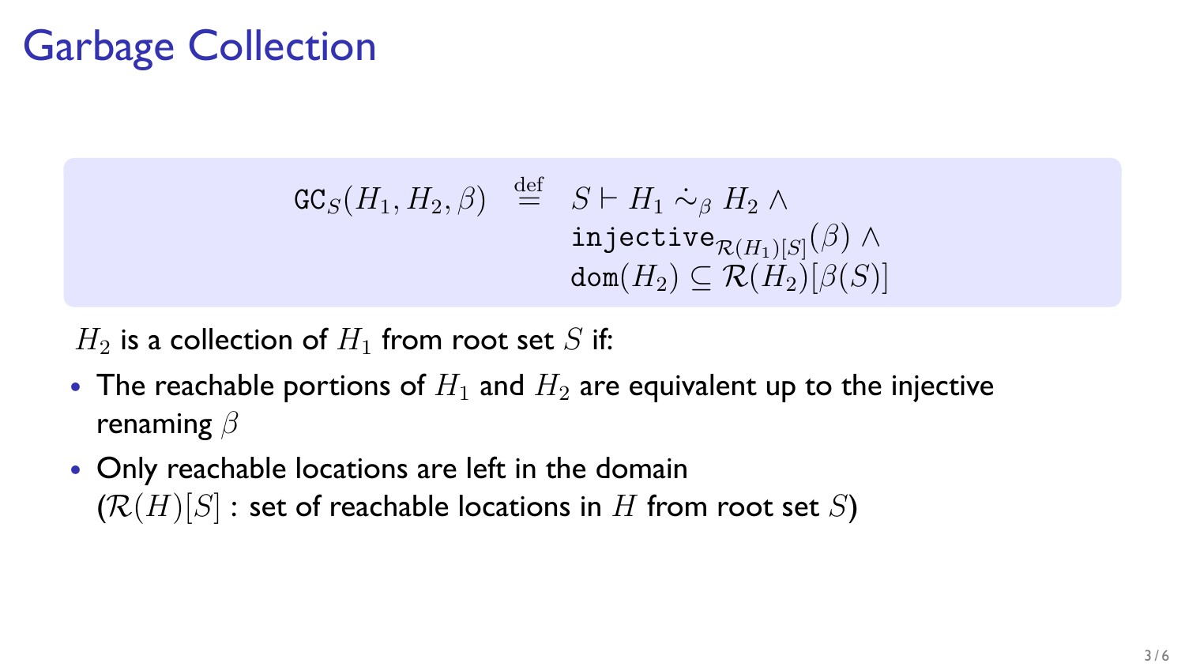# Garbage Collection

$$
\begin{aligned}
\texttt{GC}_S(H_1, H_2, \beta) \;\stackrel{\text{def}}{=}\; & S \vdash H_1 \,\dot{\sim}_\beta\, H_2 \,\wedge \\
& \texttt{injective}_{\mathcal{R}(H_1)[S]}(\beta) \,\wedge \\
& \texttt{dom}(H_2) \subseteq \mathcal{R}(H_2)[\beta(S)]
\end{aligned}
$$

$H_2$ is a collection of $H_1$ from root set $S$ if:

- The reachable portions of $H_1$ and $H_2$ are equivalent up to the injective renaming $\beta$
- Only reachable locations are left in the domain ($\mathcal{R}(H)[S]$ : set of reachable locations in $H$ from root set $S$)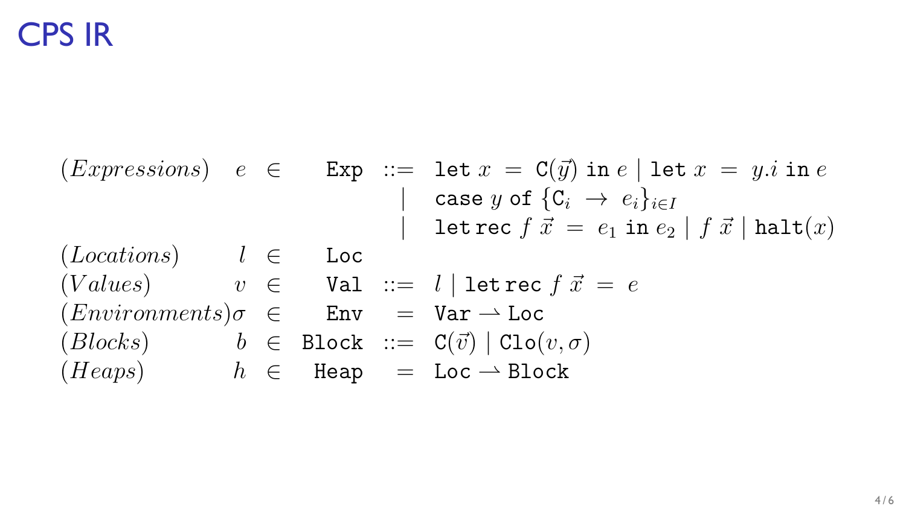# CPS IR

$$
\begin{array}{llcll}
(\mathit{Expressions}) & e & \in & \texttt{Exp} & ::= \ \texttt{let}\ x \ = \ \texttt{C}(\vec{y})\ \texttt{in}\ e \mid \texttt{let}\ x \ = \ y.i\ \texttt{in}\ e \\
 & & & & \quad \mid \ \texttt{case}\ y\ \texttt{of}\ \{\texttt{C}_i \ \rightarrow \ e_i\}_{i \in I} \\
 & & & & \quad \mid \ \texttt{let}\,\texttt{rec}\ f\ \vec{x} \ = \ e_1\ \texttt{in}\ e_2 \mid f\ \vec{x} \mid \texttt{halt}(x) \\
(\mathit{Locations}) & l & \in & \texttt{Loc} & \\
(\mathit{Values}) & v & \in & \texttt{Val} & ::= \ l \mid \texttt{let}\,\texttt{rec}\ f\ \vec{x} \ = \ e \\
(\mathit{Environments}) & \sigma & \in & \texttt{Env} & = \ \texttt{Var} \rightharpoonup \texttt{Loc} \\
(\mathit{Blocks}) & b & \in & \texttt{Block} & ::= \ \texttt{C}(\vec{v}) \mid \texttt{Clo}(v, \sigma) \\
(\mathit{Heaps}) & h & \in & \texttt{Heap} & = \ \texttt{Loc} \rightharpoonup \texttt{Block}
\end{array}
$$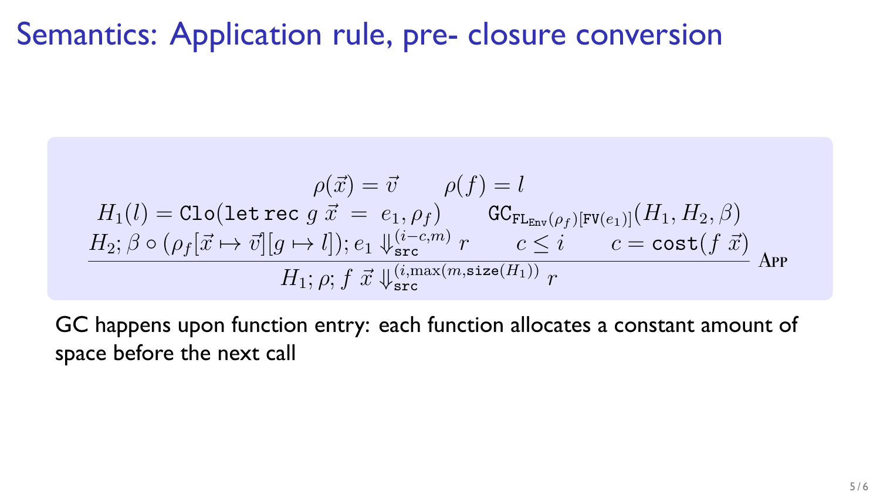# Semantics: Application rule, pre- closure conversion

$$
\frac{\begin{array}{c}\rho(\vec{x}) = \vec{v} \qquad \rho(f) = l \\ H_1(l) = \texttt{Clo}(\texttt{let rec}\ g\ \vec{x}\ =\ e_1, \rho_f) \qquad \texttt{GC}_{\texttt{FL}_{\texttt{Env}}(\rho_f)[\texttt{FV}(e_1)]}(H_1, H_2, \beta) \\ H_2; \beta \circ (\rho_f[\vec{x} \mapsto \vec{v}][g \mapsto l]); e_1 \Downarrow_{\texttt{src}}^{(i-c,m)} r \qquad c \leq i \qquad c = \texttt{cost}(f\ \vec{x})\end{array}}{H_1; \rho; f\ \vec{x} \Downarrow_{\texttt{src}}^{(i,\max(m,\texttt{size}(H_1)))} r}\ \textsc{App}
$$

GC happens upon function entry: each function allocates a constant amount of space before the next call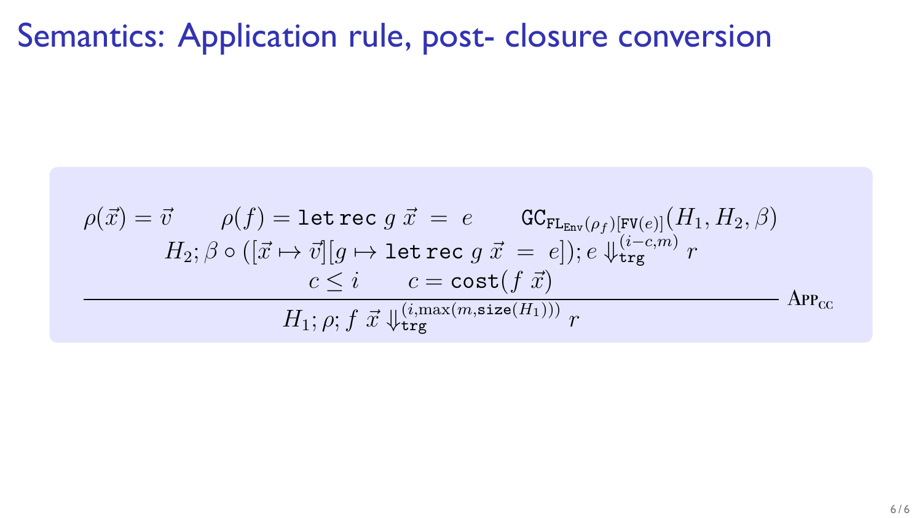# Semantics: Application rule, post- closure conversion

$$
\frac{
\begin{array}{c}
\rho(\vec{x}) = \vec{v} \qquad \rho(f) = \texttt{let}\,\texttt{rec}\ g\ \vec{x}\ =\ e \qquad \texttt{GC}_{\texttt{FL}_{\texttt{Env}}(\rho_f)[\texttt{FV}(e)]}(H_1, H_2, \beta) \\
H_2; \beta \circ ([\vec{x} \mapsto \vec{v}][g \mapsto \texttt{let}\,\texttt{rec}\ g\ \vec{x}\ =\ e]); e \Downarrow_{\texttt{trg}}^{(i-c,m)} r \\
c \leq i \qquad c = \texttt{cost}(f\ \vec{x})
\end{array}
}{
H_1; \rho; f\ \vec{x} \Downarrow_{\texttt{trg}}^{(i, \max(m, \texttt{size}(H_1)))} r
}\ \textsc{App}_{\textsc{cc}}
$$